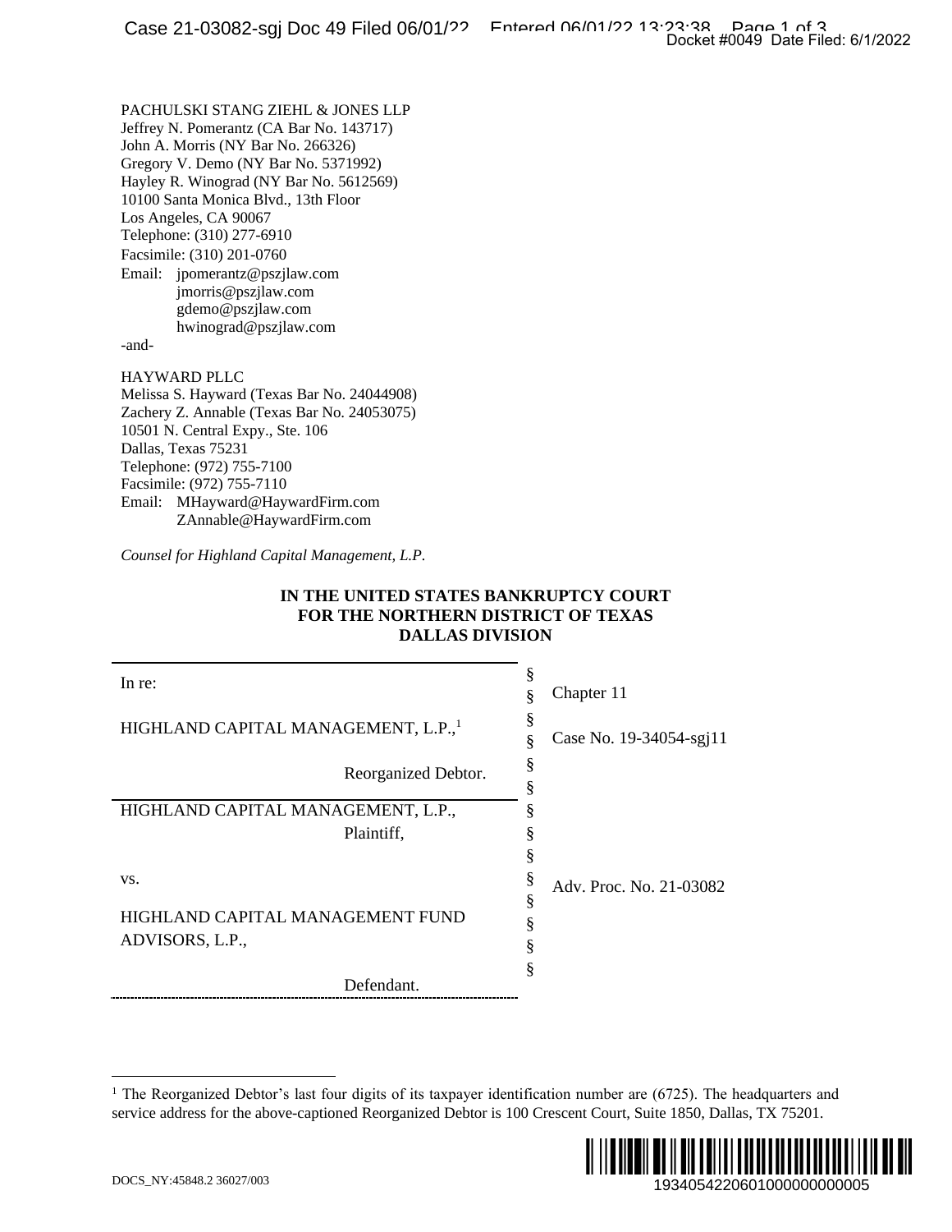PACHULSKI STANG ZIEHL & JONES LLP
Jeffrey N. Pomerantz (CA Bar No. 143717)
John A. Morris (NY Bar No. 266326)
Gregory V. Demo (NY Bar No. 5371992)
Hayley R. Winograd (NY Bar No. 5612569)
10100 Santa Monica Blvd., 13th Floor
Los Angeles, CA 90067
Telephone: (310) 277-6910
Facsimile: (310) 201-0760
Email: jpomerantz@pszjlaw.com
jmorris@pszjlaw.com
gdemo@pszjlaw.com
hwinograd@pszjlaw.com

-and-

HAYWARD PLLC
Melissa S. Hayward (Texas Bar No. 24044908)
Zachery Z. Annable (Texas Bar No. 24053075)
10501 N. Central Expy., Ste. 106
Dallas, Texas 75231
Telephone: (972) 755-7100
Facsimile: (972) 755-7110
Email: MHayward@HaywardFirm.com
ZAnnable@HaywardFirm.com

*Counsel for Highland Capital Management, L.P.*

**IN THE UNITED STATES BANKRUPTCY COURT**
**FOR THE NORTHERN DISTRICT OF TEXAS**
**DALLAS DIVISION**

| | | |
|---|---|---|
| In re: | § | Chapter 11 |
| HIGHLAND CAPITAL MANAGEMENT, L.P.,[1] | § | Case No. 19-34054-sgj11 |
| Reorganized Debtor. | § | |
| HIGHLAND CAPITAL MANAGEMENT, L.P., Plaintiff, | § | |
| vs. | § | Adv. Proc. No. 21-03082 |
| HIGHLAND CAPITAL MANAGEMENT FUND ADVISORS, L.P., | § | |
| Defendant. | § | |

[1] The Reorganized Debtor's last four digits of its taxpayer identification number are (6725). The headquarters and service address for the above-captioned Reorganized Debtor is 100 Crescent Court, Suite 1850, Dallas, TX 75201.

DOCS_NY:45848.2 36027/003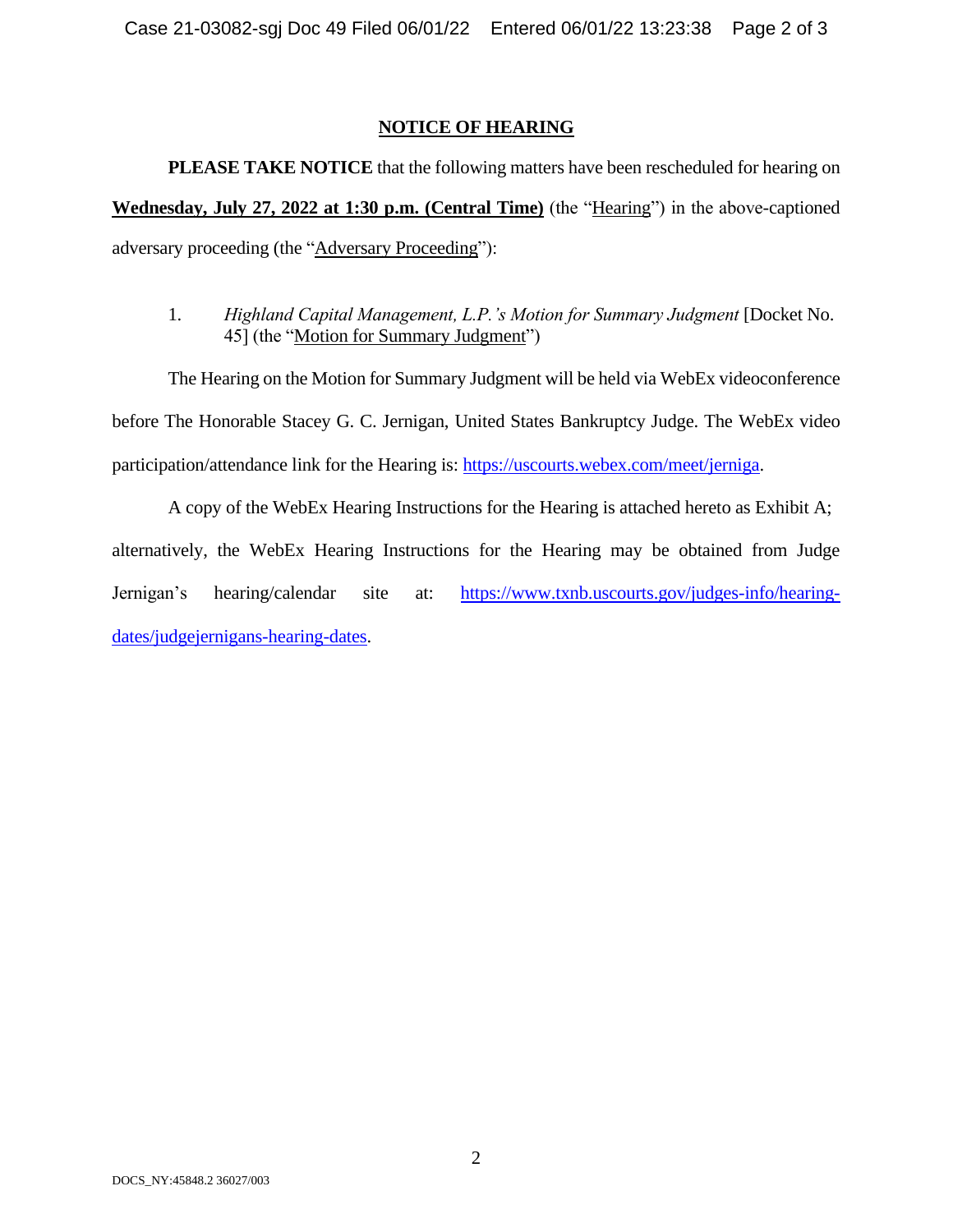## NOTICE OF HEARING

**PLEASE TAKE NOTICE** that the following matters have been rescheduled for hearing on **Wednesday, July 27, 2022 at 1:30 p.m. (Central Time)** (the "Hearing") in the above-captioned adversary proceeding (the "Adversary Proceeding"):

1. *Highland Capital Management, L.P.'s Motion for Summary Judgment* [Docket No. 45] (the "Motion for Summary Judgment")

The Hearing on the Motion for Summary Judgment will be held via WebEx videoconference before The Honorable Stacey G. C. Jernigan, United States Bankruptcy Judge. The WebEx video participation/attendance link for the Hearing is: https://uscourts.webex.com/meet/jerniga.

A copy of the WebEx Hearing Instructions for the Hearing is attached hereto as Exhibit A; alternatively, the WebEx Hearing Instructions for the Hearing may be obtained from Judge Jernigan's hearing/calendar site at: https://www.txnb.uscourts.gov/judges-info/hearing-dates/judgejernigans-hearing-dates.

DOCS_NY:45848.2 36027/003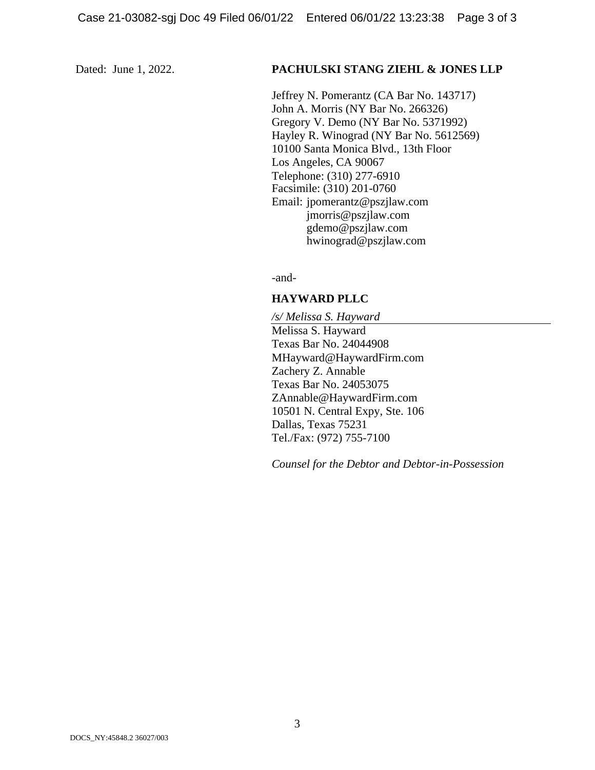Dated: June 1, 2022.

**PACHULSKI STANG ZIEHL & JONES LLP**

Jeffrey N. Pomerantz (CA Bar No. 143717)
John A. Morris (NY Bar No. 266326)
Gregory V. Demo (NY Bar No. 5371992)
Hayley R. Winograd (NY Bar No. 5612569)
10100 Santa Monica Blvd., 13th Floor
Los Angeles, CA 90067
Telephone: (310) 277-6910
Facsimile: (310) 201-0760
Email: jpomerantz@pszjlaw.com
jmorris@pszjlaw.com
gdemo@pszjlaw.com
hwinograd@pszjlaw.com

-and-

**HAYWARD PLLC**

*/s/ Melissa S. Hayward*
Melissa S. Hayward
Texas Bar No. 24044908
MHayward@HaywardFirm.com
Zachery Z. Annable
Texas Bar No. 24053075
ZAnnable@HaywardFirm.com
10501 N. Central Expy, Ste. 106
Dallas, Texas 75231
Tel./Fax: (972) 755-7100

*Counsel for the Debtor and Debtor-in-Possession*

DOCS_NY:45848.2 36027/003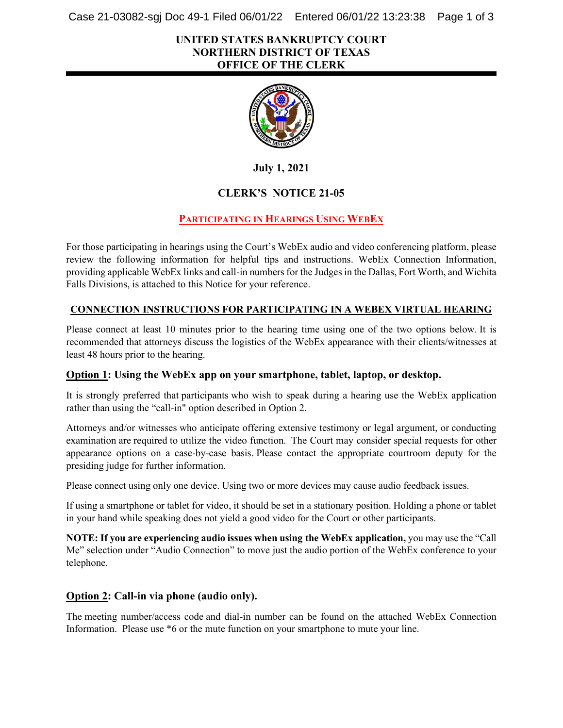**UNITED STATES BANKRUPTCY COURT**
**NORTHERN DISTRICT OF TEXAS**
**OFFICE OF THE CLERK**

**July 1, 2021**

## CLERK'S NOTICE 21-05

## PARTICIPATING IN HEARINGS USING WEBEX

For those participating in hearings using the Court's WebEx audio and video conferencing platform, please review the following information for helpful tips and instructions. WebEx Connection Information, providing applicable WebEx links and call-in numbers for the Judges in the Dallas, Fort Worth, and Wichita Falls Divisions, is attached to this Notice for your reference.

### CONNECTION INSTRUCTIONS FOR PARTICIPATING IN A WEBEX VIRTUAL HEARING

Please connect at least 10 minutes prior to the hearing time using one of the two options below. It is recommended that attorneys discuss the logistics of the WebEx appearance with their clients/witnesses at least 48 hours prior to the hearing.

### Option 1: Using the WebEx app on your smartphone, tablet, laptop, or desktop.

It is strongly preferred that participants who wish to speak during a hearing use the WebEx application rather than using the "call-in" option described in Option 2.

Attorneys and/or witnesses who anticipate offering extensive testimony or legal argument, or conducting examination are required to utilize the video function. The Court may consider special requests for other appearance options on a case-by-case basis. Please contact the appropriate courtroom deputy for the presiding judge for further information.

Please connect using only one device. Using two or more devices may cause audio feedback issues.

If using a smartphone or tablet for video, it should be set in a stationary position. Holding a phone or tablet in your hand while speaking does not yield a good video for the Court or other participants.

**NOTE: If you are experiencing audio issues when using the WebEx application,** you may use the "Call Me" selection under "Audio Connection" to move just the audio portion of the WebEx conference to your telephone.

### Option 2: Call-in via phone (audio only).

The meeting number/access code and dial-in number can be found on the attached WebEx Connection Information. Please use *6 or the mute function on your smartphone to mute your line.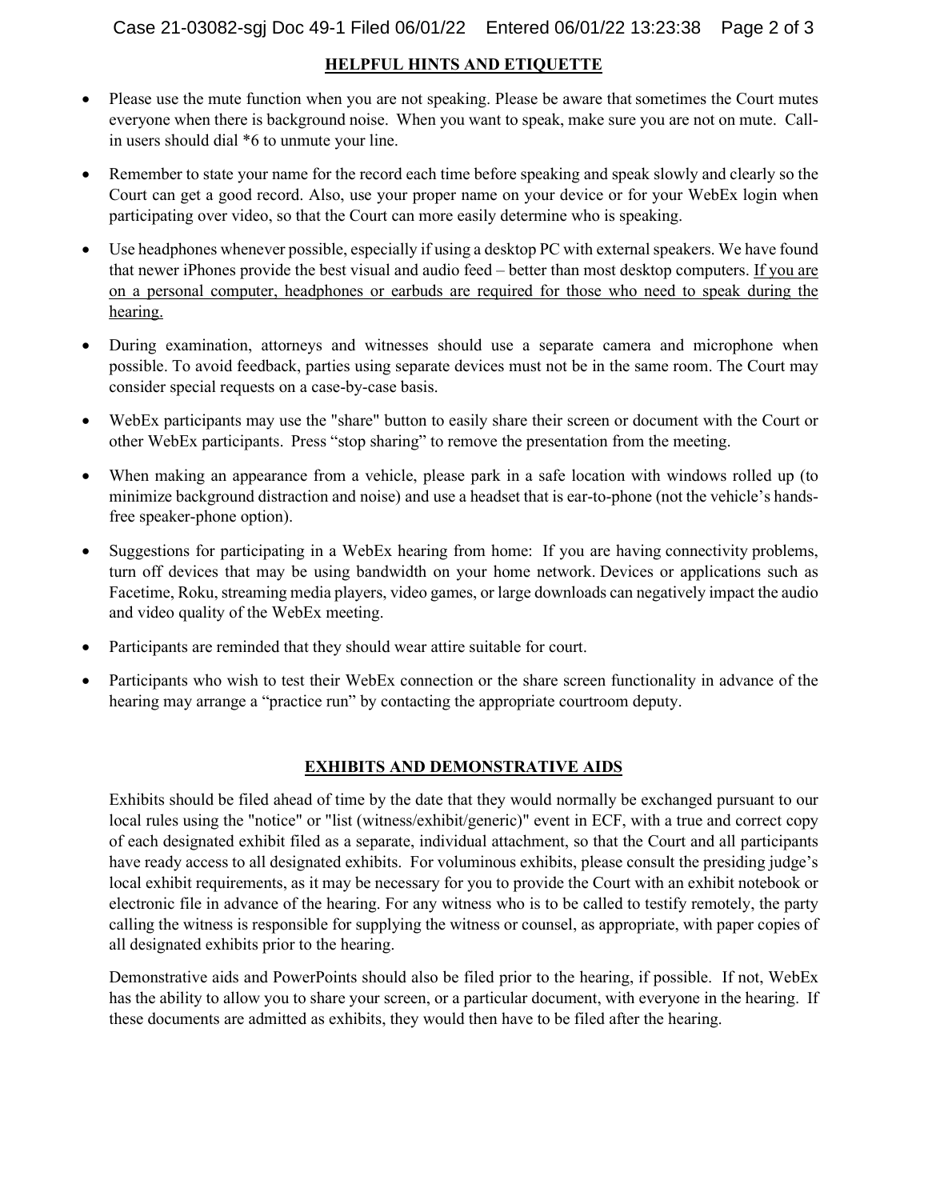## HELPFUL HINTS AND ETIQUETTE

- Please use the mute function when you are not speaking. Please be aware that sometimes the Court mutes everyone when there is background noise. When you want to speak, make sure you are not on mute. Call-in users should dial *6 to unmute your line.
- Remember to state your name for the record each time before speaking and speak slowly and clearly so the Court can get a good record. Also, use your proper name on your device or for your WebEx login when participating over video, so that the Court can more easily determine who is speaking.
- Use headphones whenever possible, especially if using a desktop PC with external speakers. We have found that newer iPhones provide the best visual and audio feed – better than most desktop computers. <u>If you are on a personal computer, headphones or earbuds are required for those who need to speak during the hearing.</u>
- During examination, attorneys and witnesses should use a separate camera and microphone when possible. To avoid feedback, parties using separate devices must not be in the same room. The Court may consider special requests on a case-by-case basis.
- WebEx participants may use the "share" button to easily share their screen or document with the Court or other WebEx participants. Press "stop sharing" to remove the presentation from the meeting.
- When making an appearance from a vehicle, please park in a safe location with windows rolled up (to minimize background distraction and noise) and use a headset that is ear-to-phone (not the vehicle's hands-free speaker-phone option).
- Suggestions for participating in a WebEx hearing from home: If you are having connectivity problems, turn off devices that may be using bandwidth on your home network. Devices or applications such as Facetime, Roku, streaming media players, video games, or large downloads can negatively impact the audio and video quality of the WebEx meeting.
- Participants are reminded that they should wear attire suitable for court.
- Participants who wish to test their WebEx connection or the share screen functionality in advance of the hearing may arrange a "practice run" by contacting the appropriate courtroom deputy.

## EXHIBITS AND DEMONSTRATIVE AIDS

Exhibits should be filed ahead of time by the date that they would normally be exchanged pursuant to our local rules using the "notice" or "list (witness/exhibit/generic)" event in ECF, with a true and correct copy of each designated exhibit filed as a separate, individual attachment, so that the Court and all participants have ready access to all designated exhibits. For voluminous exhibits, please consult the presiding judge's local exhibit requirements, as it may be necessary for you to provide the Court with an exhibit notebook or electronic file in advance of the hearing. For any witness who is to be called to testify remotely, the party calling the witness is responsible for supplying the witness or counsel, as appropriate, with paper copies of all designated exhibits prior to the hearing.

Demonstrative aids and PowerPoints should also be filed prior to the hearing, if possible. If not, WebEx has the ability to allow you to share your screen, or a particular document, with everyone in the hearing. If these documents are admitted as exhibits, they would then have to be filed after the hearing.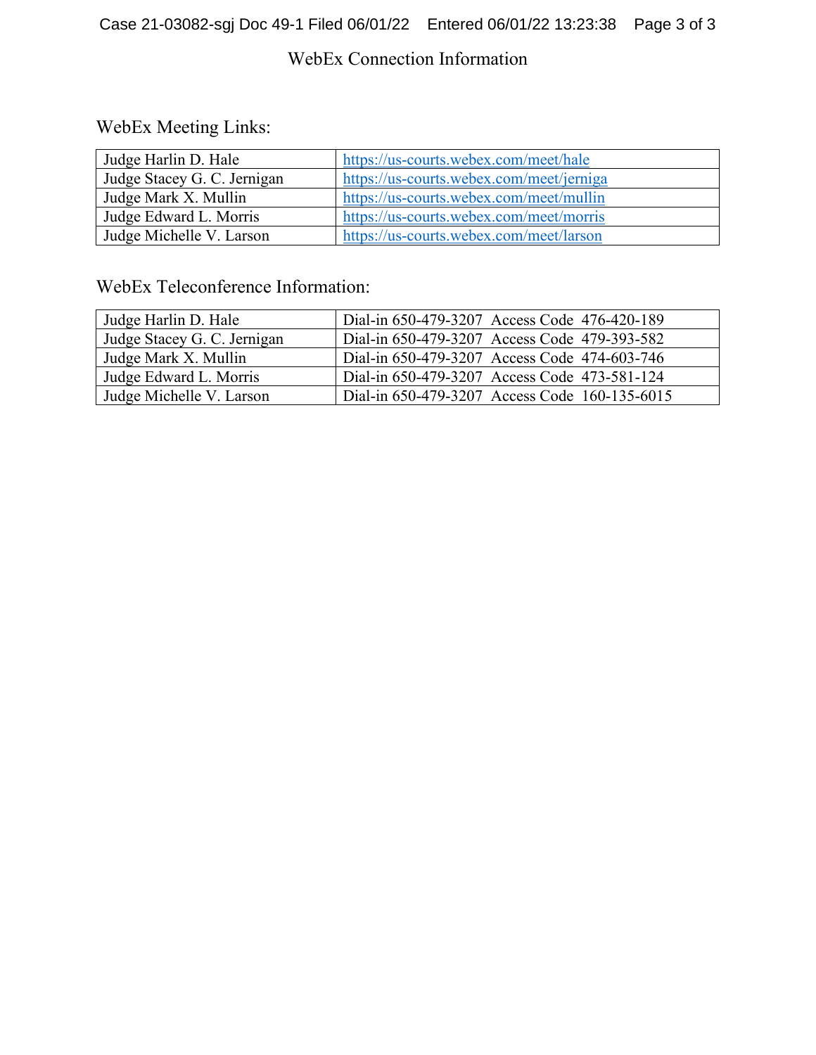# WebEx Connection Information

## WebEx Meeting Links:

| | |
|---|---|
| Judge Harlin D. Hale | https://us-courts.webex.com/meet/hale |
| Judge Stacey G. C. Jernigan | https://us-courts.webex.com/meet/jerniga |
| Judge Mark X. Mullin | https://us-courts.webex.com/meet/mullin |
| Judge Edward L. Morris | https://us-courts.webex.com/meet/morris |
| Judge Michelle V. Larson | https://us-courts.webex.com/meet/larson |

## WebEx Teleconference Information:

| | |
|---|---|
| Judge Harlin D. Hale | Dial-in 650-479-3207 Access Code 476-420-189 |
| Judge Stacey G. C. Jernigan | Dial-in 650-479-3207 Access Code 479-393-582 |
| Judge Mark X. Mullin | Dial-in 650-479-3207 Access Code 474-603-746 |
| Judge Edward L. Morris | Dial-in 650-479-3207 Access Code 473-581-124 |
| Judge Michelle V. Larson | Dial-in 650-479-3207 Access Code 160-135-6015 |